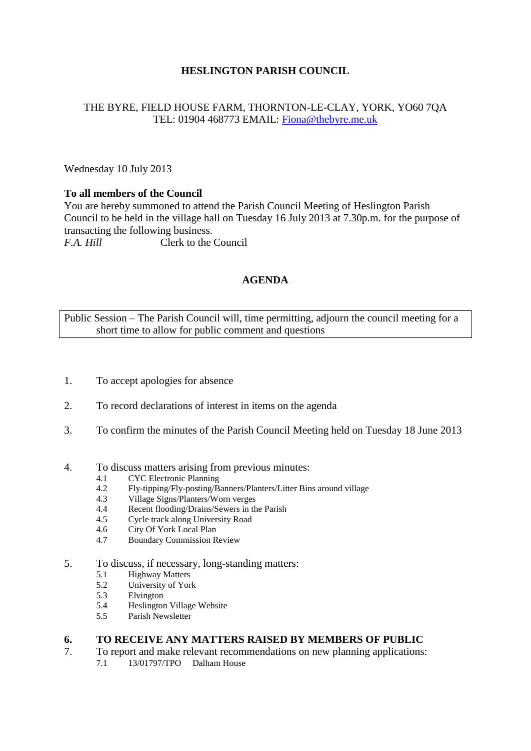# HESLINGTON PARISH COUNCIL

THE BYRE, FIELD HOUSE FARM, THORNTON-LE-CLAY, YORK, YO60 7QA
TEL: 01904 468773 EMAIL: Fiona@thebyre.me.uk

Wednesday 10 July 2013

**To all members of the Council**
You are hereby summoned to attend the Parish Council Meeting of Heslington Parish Council to be held in the village hall on Tuesday 16 July 2013 at 7.30p.m. for the purpose of transacting the following business.
*F.A. Hill* Clerk to the Council

## AGENDA

Public Session – The Parish Council will, time permitting, adjourn the council meeting for a short time to allow for public comment and questions

1. To accept apologies for absence

2. To record declarations of interest in items on the agenda

3. To confirm the minutes of the Parish Council Meeting held on Tuesday 18 June 2013

4. To discuss matters arising from previous minutes:
   - 4.1 CYC Electronic Planning
   - 4.2 Fly-tipping/Fly-posting/Banners/Planters/Litter Bins around village
   - 4.3 Village Signs/Planters/Worn verges
   - 4.4 Recent flooding/Drains/Sewers in the Parish
   - 4.5 Cycle track along University Road
   - 4.6 City Of York Local Plan
   - 4.7 Boundary Commission Review

5. To discuss, if necessary, long-standing matters:
   - 5.1 Highway Matters
   - 5.2 University of York
   - 5.3 Elvington
   - 5.4 Heslington Village Website
   - 5.5 Parish Newsletter

6. **TO RECEIVE ANY MATTERS RAISED BY MEMBERS OF PUBLIC**

7. To report and make relevant recommendations on new planning applications:
   - 7.1 13/01797/TPO Dalham House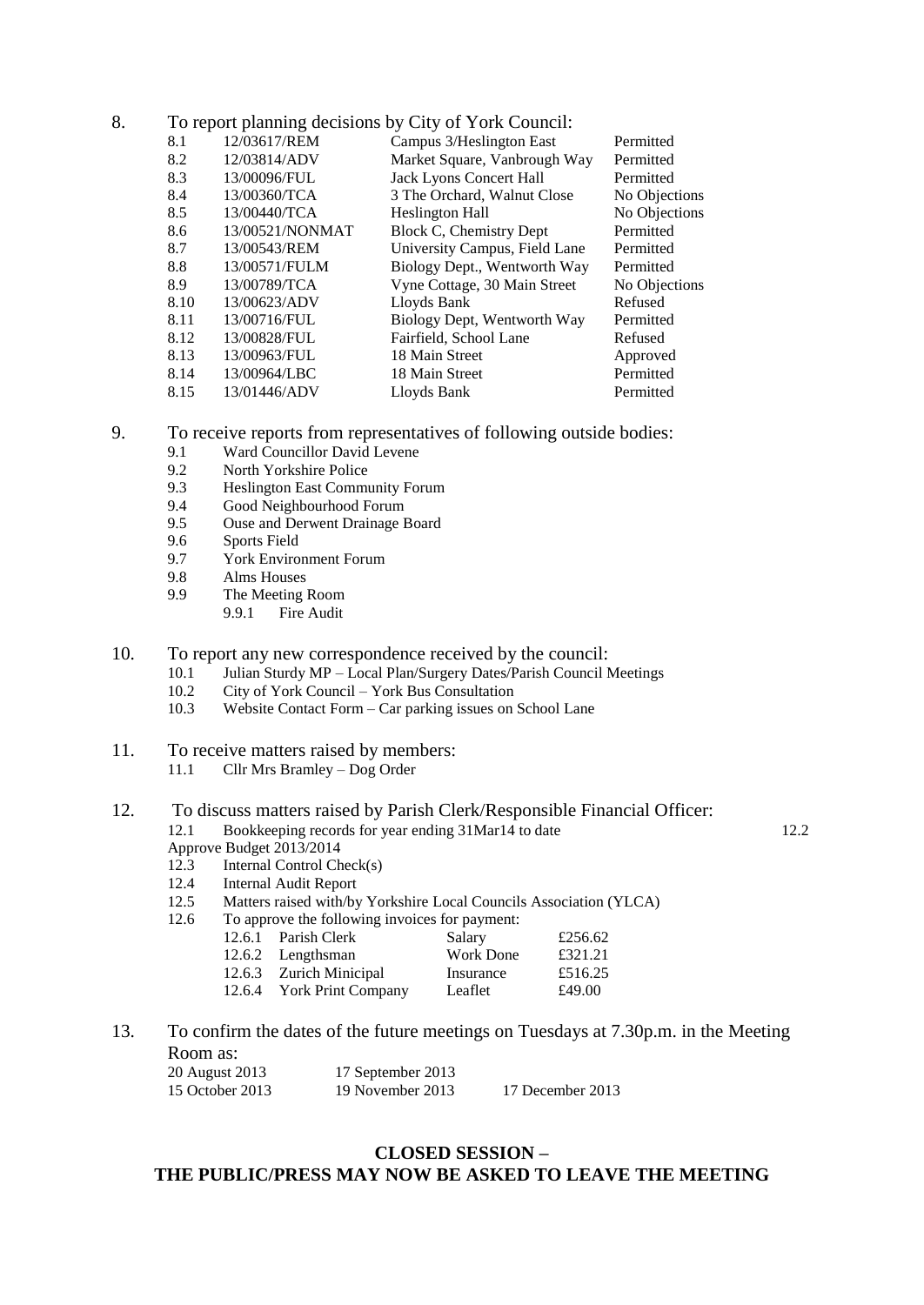8. To report planning decisions by City of York Council:

| | | | |
|---|---|---|---|
| 8.1 | 12/03617/REM | Campus 3/Heslington East | Permitted |
| 8.2 | 12/03814/ADV | Market Square, Vanbrough Way | Permitted |
| 8.3 | 13/00096/FUL | Jack Lyons Concert Hall | Permitted |
| 8.4 | 13/00360/TCA | 3 The Orchard, Walnut Close | No Objections |
| 8.5 | 13/00440/TCA | Heslington Hall | No Objections |
| 8.6 | 13/00521/NONMAT | Block C, Chemistry Dept | Permitted |
| 8.7 | 13/00543/REM | University Campus, Field Lane | Permitted |
| 8.8 | 13/00571/FULM | Biology Dept., Wentworth Way | Permitted |
| 8.9 | 13/00789/TCA | Vyne Cottage, 30 Main Street | No Objections |
| 8.10 | 13/00623/ADV | Lloyds Bank | Refused |
| 8.11 | 13/00716/FUL | Biology Dept, Wentworth Way | Permitted |
| 8.12 | 13/00828/FUL | Fairfield, School Lane | Refused |
| 8.13 | 13/00963/FUL | 18 Main Street | Approved |
| 8.14 | 13/00964/LBC | 18 Main Street | Permitted |
| 8.15 | 13/01446/ADV | Lloyds Bank | Permitted |

9. To receive reports from representatives of following outside bodies:
   - 9.1 Ward Councillor David Levene
   - 9.2 North Yorkshire Police
   - 9.3 Heslington East Community Forum
   - 9.4 Good Neighbourhood Forum
   - 9.5 Ouse and Derwent Drainage Board
   - 9.6 Sports Field
   - 9.7 York Environment Forum
   - 9.8 Alms Houses
   - 9.9 The Meeting Room
     - 9.9.1 Fire Audit

10. To report any new correspondence received by the council:
    - 10.1 Julian Sturdy MP – Local Plan/Surgery Dates/Parish Council Meetings
    - 10.2 City of York Council – York Bus Consultation
    - 10.3 Website Contact Form – Car parking issues on School Lane

11. To receive matters raised by members:
    - 11.1 Cllr Mrs Bramley – Dog Order

12. To discuss matters raised by Parish Clerk/Responsible Financial Officer:
    - 12.1 Bookkeeping records for year ending 31Mar14 to date
    - 12.2 Approve Budget 2013/2014
    - 12.3 Internal Control Check(s)
    - 12.4 Internal Audit Report
    - 12.5 Matters raised with/by Yorkshire Local Councils Association (YLCA)
    - 12.6 To approve the following invoices for payment:

| | | | |
|---|---|---|---|
| 12.6.1 | Parish Clerk | Salary | £256.62 |
| 12.6.2 | Lengthsman | Work Done | £321.21 |
| 12.6.3 | Zurich Minicipal | Insurance | £516.25 |
| 12.6.4 | York Print Company | Leaflet | £49.00 |

13. To confirm the dates of the future meetings on Tuesdays at 7.30p.m. in the Meeting Room as:

| | | |
|---|---|---|
| 20 August 2013 | 17 September 2013 | |
| 15 October 2013 | 19 November 2013 | 17 December 2013 |

**CLOSED SESSION –**

**THE PUBLIC/PRESS MAY NOW BE ASKED TO LEAVE THE MEETING**